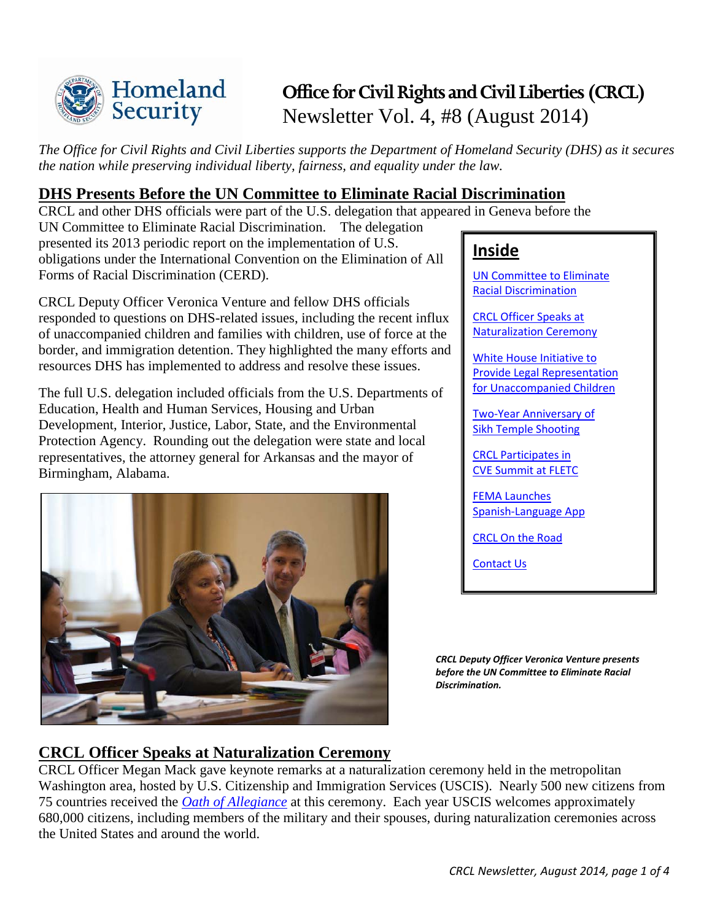# Office for Civil Rights and Civil Liberties (CRCL)

Newsletter Vol. 4, #8 (August 2014)

*The Office for Civil Rights and Civil Liberties supports the Department of Homeland Security (DHS) as it secures the nation while preserving individual liberty, fairness, and equality under the law.*

## DHS Presents Before the UN Committee to Eliminate Racial Discrimination

CRCL and other DHS officials were part of the U.S. delegation that appeared in Geneva before the UN Committee to Eliminate Racial Discrimination. The delegation presented its 2013 periodic report on the implementation of U.S. obligations under the International Convention on the Elimination of All Forms of Racial Discrimination (CERD).

CRCL Deputy Officer Veronica Venture and fellow DHS officials responded to questions on DHS-related issues, including the recent influx of unaccompanied children and families with children, use of force at the border, and immigration detention. They highlighted the many efforts and resources DHS has implemented to address and resolve these issues.

The full U.S. delegation included officials from the U.S. Departments of Education, Health and Human Services, Housing and Urban Development, Interior, Justice, Labor, State, and the Environmental Protection Agency. Rounding out the delegation were state and local representatives, the attorney general for Arkansas and the mayor of Birmingham, Alabama.

**Inside**

- UN Committee to Eliminate Racial Discrimination
- CRCL Officer Speaks at Naturalization Ceremony
- White House Initiative to Provide Legal Representation for Unaccompanied Children
- Two-Year Anniversary of Sikh Temple Shooting
- CRCL Participates in CVE Summit at FLETC
- FEMA Launches Spanish-Language App
- CRCL On the Road
- Contact Us

***CRCL Deputy Officer Veronica Venture presents before the UN Committee to Eliminate Racial Discrimination.***

## CRCL Officer Speaks at Naturalization Ceremony

CRCL Officer Megan Mack gave keynote remarks at a naturalization ceremony held in the metropolitan Washington area, hosted by U.S. Citizenship and Immigration Services (USCIS). Nearly 500 new citizens from 75 countries received the *Oath of Allegiance* at this ceremony. Each year USCIS welcomes approximately 680,000 citizens, including members of the military and their spouses, during naturalization ceremonies across the United States and around the world.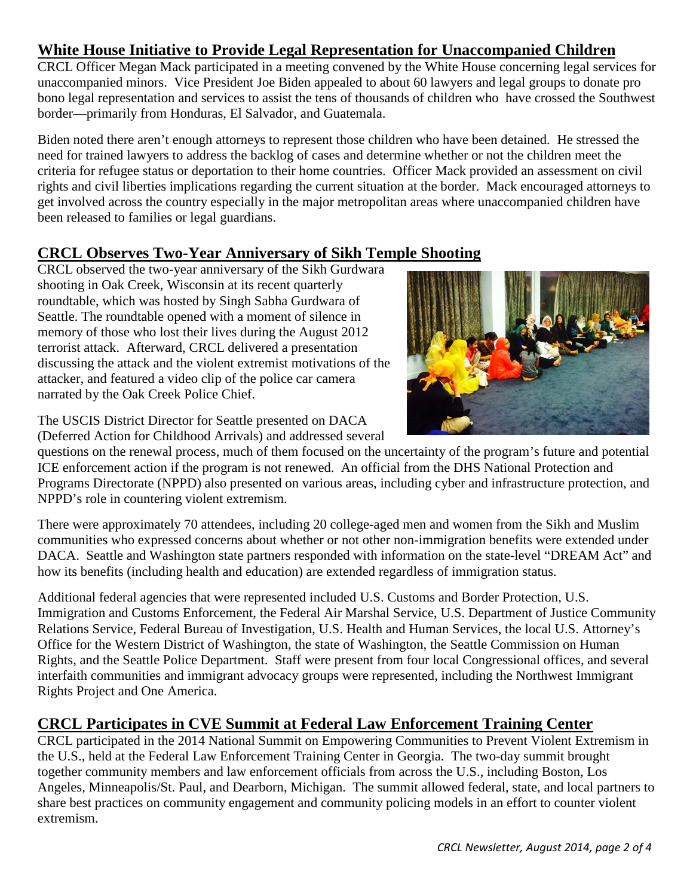## White House Initiative to Provide Legal Representation for Unaccompanied Children

CRCL Officer Megan Mack participated in a meeting convened by the White House concerning legal services for unaccompanied minors. Vice President Joe Biden appealed to about 60 lawyers and legal groups to donate pro bono legal representation and services to assist the tens of thousands of children who have crossed the Southwest border—primarily from Honduras, El Salvador, and Guatemala.

Biden noted there aren't enough attorneys to represent those children who have been detained. He stressed the need for trained lawyers to address the backlog of cases and determine whether or not the children meet the criteria for refugee status or deportation to their home countries. Officer Mack provided an assessment on civil rights and civil liberties implications regarding the current situation at the border. Mack encouraged attorneys to get involved across the country especially in the major metropolitan areas where unaccompanied children have been released to families or legal guardians.

## CRCL Observes Two-Year Anniversary of Sikh Temple Shooting

CRCL observed the two-year anniversary of the Sikh Gurdwara shooting in Oak Creek, Wisconsin at its recent quarterly roundtable, which was hosted by Singh Sabha Gurdwara of Seattle. The roundtable opened with a moment of silence in memory of those who lost their lives during the August 2012 terrorist attack. Afterward, CRCL delivered a presentation discussing the attack and the violent extremist motivations of the attacker, and featured a video clip of the police car camera narrated by the Oak Creek Police Chief.

The USCIS District Director for Seattle presented on DACA (Deferred Action for Childhood Arrivals) and addressed several questions on the renewal process, much of them focused on the uncertainty of the program's future and potential ICE enforcement action if the program is not renewed. An official from the DHS National Protection and Programs Directorate (NPPD) also presented on various areas, including cyber and infrastructure protection, and NPPD's role in countering violent extremism.

There were approximately 70 attendees, including 20 college-aged men and women from the Sikh and Muslim communities who expressed concerns about whether or not other non-immigration benefits were extended under DACA. Seattle and Washington state partners responded with information on the state-level "DREAM Act" and how its benefits (including health and education) are extended regardless of immigration status.

Additional federal agencies that were represented included U.S. Customs and Border Protection, U.S. Immigration and Customs Enforcement, the Federal Air Marshal Service, U.S. Department of Justice Community Relations Service, Federal Bureau of Investigation, U.S. Health and Human Services, the local U.S. Attorney's Office for the Western District of Washington, the state of Washington, the Seattle Commission on Human Rights, and the Seattle Police Department. Staff were present from four local Congressional offices, and several interfaith communities and immigrant advocacy groups were represented, including the Northwest Immigrant Rights Project and One America.

## CRCL Participates in CVE Summit at Federal Law Enforcement Training Center

CRCL participated in the 2014 National Summit on Empowering Communities to Prevent Violent Extremism in the U.S., held at the Federal Law Enforcement Training Center in Georgia. The two-day summit brought together community members and law enforcement officials from across the U.S., including Boston, Los Angeles, Minneapolis/St. Paul, and Dearborn, Michigan. The summit allowed federal, state, and local partners to share best practices on community engagement and community policing models in an effort to counter violent extremism.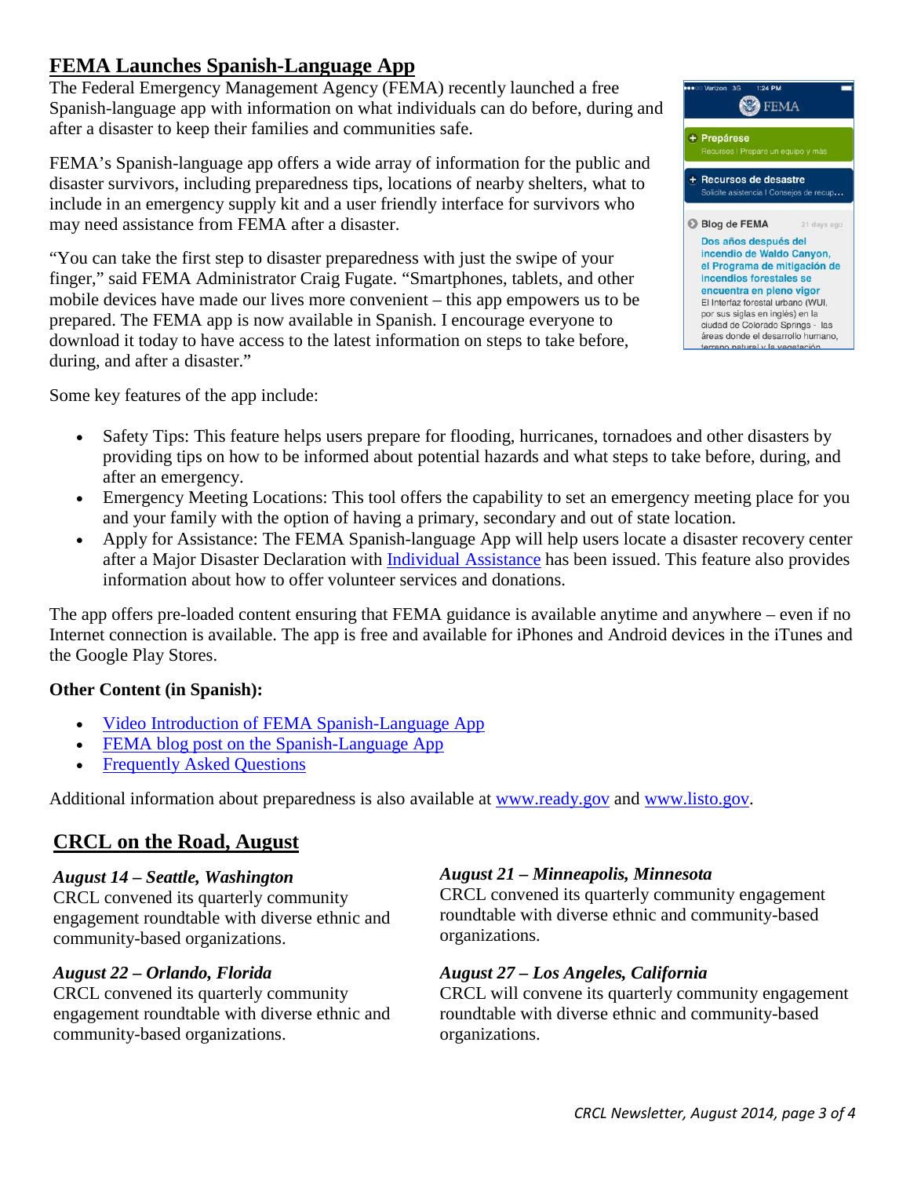## FEMA Launches Spanish-Language App

The Federal Emergency Management Agency (FEMA) recently launched a free Spanish-language app with information on what individuals can do before, during and after a disaster to keep their families and communities safe.

FEMA's Spanish-language app offers a wide array of information for the public and disaster survivors, including preparedness tips, locations of nearby shelters, what to include in an emergency supply kit and a user friendly interface for survivors who may need assistance from FEMA after a disaster.

"You can take the first step to disaster preparedness with just the swipe of your finger," said FEMA Administrator Craig Fugate. "Smartphones, tablets, and other mobile devices have made our lives more convenient – this app empowers us to be prepared. The FEMA app is now available in Spanish. I encourage everyone to download it today to have access to the latest information on steps to take before, during, and after a disaster."

Some key features of the app include:

- Safety Tips: This feature helps users prepare for flooding, hurricanes, tornadoes and other disasters by providing tips on how to be informed about potential hazards and what steps to take before, during, and after an emergency.
- Emergency Meeting Locations: This tool offers the capability to set an emergency meeting place for you and your family with the option of having a primary, secondary and out of state location.
- Apply for Assistance: The FEMA Spanish-language App will help users locate a disaster recovery center after a Major Disaster Declaration with Individual Assistance has been issued. This feature also provides information about how to offer volunteer services and donations.

The app offers pre-loaded content ensuring that FEMA guidance is available anytime and anywhere – even if no Internet connection is available. The app is free and available for iPhones and Android devices in the iTunes and the Google Play Stores.

**Other Content (in Spanish):**

- Video Introduction of FEMA Spanish-Language App
- FEMA blog post on the Spanish-Language App
- Frequently Asked Questions

Additional information about preparedness is also available at www.ready.gov and www.listo.gov.

## CRCL on the Road, August

***August 14 – Seattle, Washington***
CRCL convened its quarterly community engagement roundtable with diverse ethnic and community-based organizations.

***August 22 – Orlando, Florida***
CRCL convened its quarterly community engagement roundtable with diverse ethnic and community-based organizations.

***August 21 – Minneapolis, Minnesota***
CRCL convened its quarterly community engagement roundtable with diverse ethnic and community-based organizations.

***August 27 – Los Angeles, California***
CRCL will convene its quarterly community engagement roundtable with diverse ethnic and community-based organizations.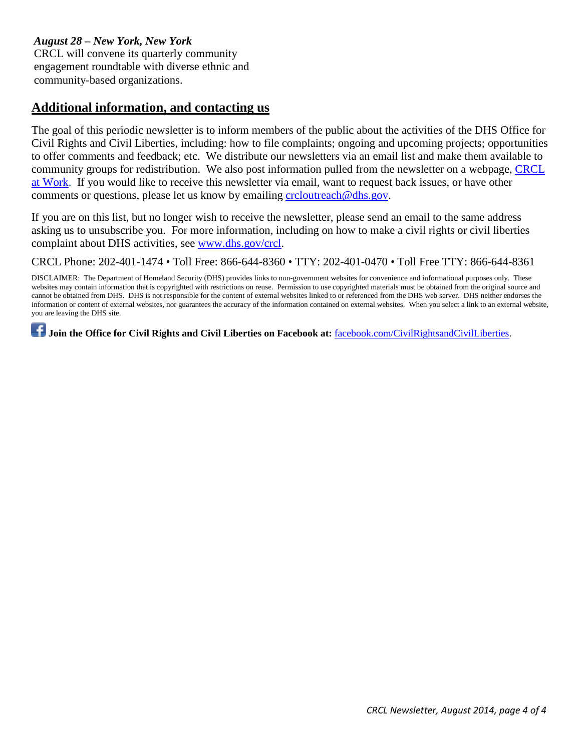***August 28 – New York, New York***
CRCL will convene its quarterly community engagement roundtable with diverse ethnic and community-based organizations.

## Additional information, and contacting us

The goal of this periodic newsletter is to inform members of the public about the activities of the DHS Office for Civil Rights and Civil Liberties, including: how to file complaints; ongoing and upcoming projects; opportunities to offer comments and feedback; etc. We distribute our newsletters via an email list and make them available to community groups for redistribution. We also post information pulled from the newsletter on a webpage, CRCL at Work. If you would like to receive this newsletter via email, want to request back issues, or have other comments or questions, please let us know by emailing crcloutreach@dhs.gov.

If you are on this list, but no longer wish to receive the newsletter, please send an email to the same address asking us to unsubscribe you. For more information, including on how to make a civil rights or civil liberties complaint about DHS activities, see www.dhs.gov/crcl.

CRCL Phone: 202-401-1474 • Toll Free: 866-644-8360 • TTY: 202-401-0470 • Toll Free TTY: 866-644-8361

DISCLAIMER: The Department of Homeland Security (DHS) provides links to non-government websites for convenience and informational purposes only. These websites may contain information that is copyrighted with restrictions on reuse. Permission to use copyrighted materials must be obtained from the original source and cannot be obtained from DHS. DHS is not responsible for the content of external websites linked to or referenced from the DHS web server. DHS neither endorses the information or content of external websites, nor guarantees the accuracy of the information contained on external websites. When you select a link to an external website, you are leaving the DHS site.

**Join the Office for Civil Rights and Civil Liberties on Facebook at:** facebook.com/CivilRightsandCivilLiberties.